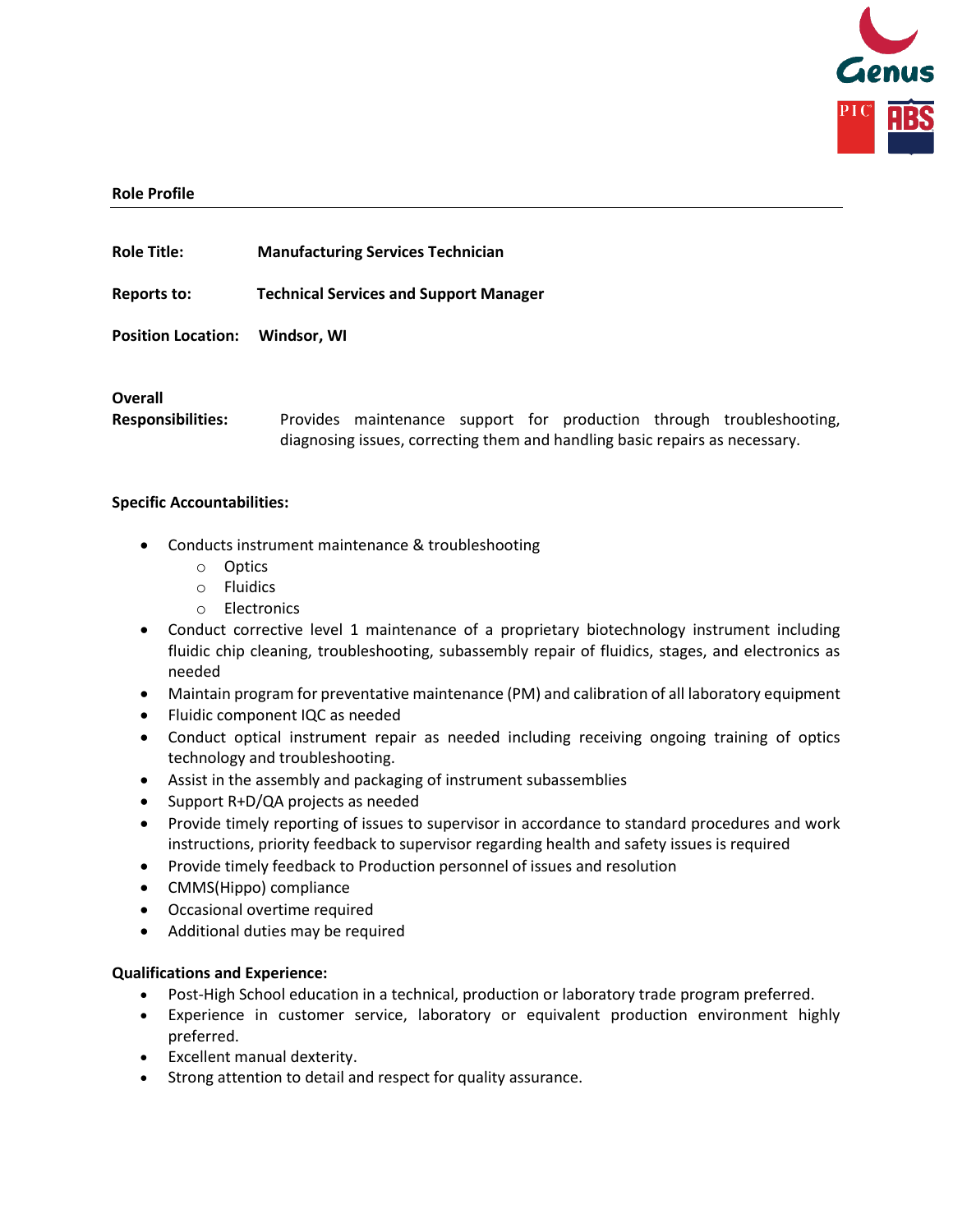**Role Profile**

---

**Role Title:** **Manufacturing Services Technician**

**Reports to:** **Technical Services and Support Manager**

**Position Location:** **Windsor, WI**

**Overall Responsibilities:** Provides maintenance support for production through troubleshooting, diagnosing issues, correcting them and handling basic repairs as necessary.

**Specific Accountabilities:**

- Conducts instrument maintenance & troubleshooting
  - Optics
  - Fluidics
  - Electronics
- Conduct corrective level 1 maintenance of a proprietary biotechnology instrument including fluidic chip cleaning, troubleshooting, subassembly repair of fluidics, stages, and electronics as needed
- Maintain program for preventative maintenance (PM) and calibration of all laboratory equipment
- Fluidic component IQC as needed
- Conduct optical instrument repair as needed including receiving ongoing training of optics technology and troubleshooting.
- Assist in the assembly and packaging of instrument subassemblies
- Support R+D/QA projects as needed
- Provide timely reporting of issues to supervisor in accordance to standard procedures and work instructions, priority feedback to supervisor regarding health and safety issues is required
- Provide timely feedback to Production personnel of issues and resolution
- CMMS(Hippo) compliance
- Occasional overtime required
- Additional duties may be required

**Qualifications and Experience:**

- Post-High School education in a technical, production or laboratory trade program preferred.
- Experience in customer service, laboratory or equivalent production environment highly preferred.
- Excellent manual dexterity.
- Strong attention to detail and respect for quality assurance.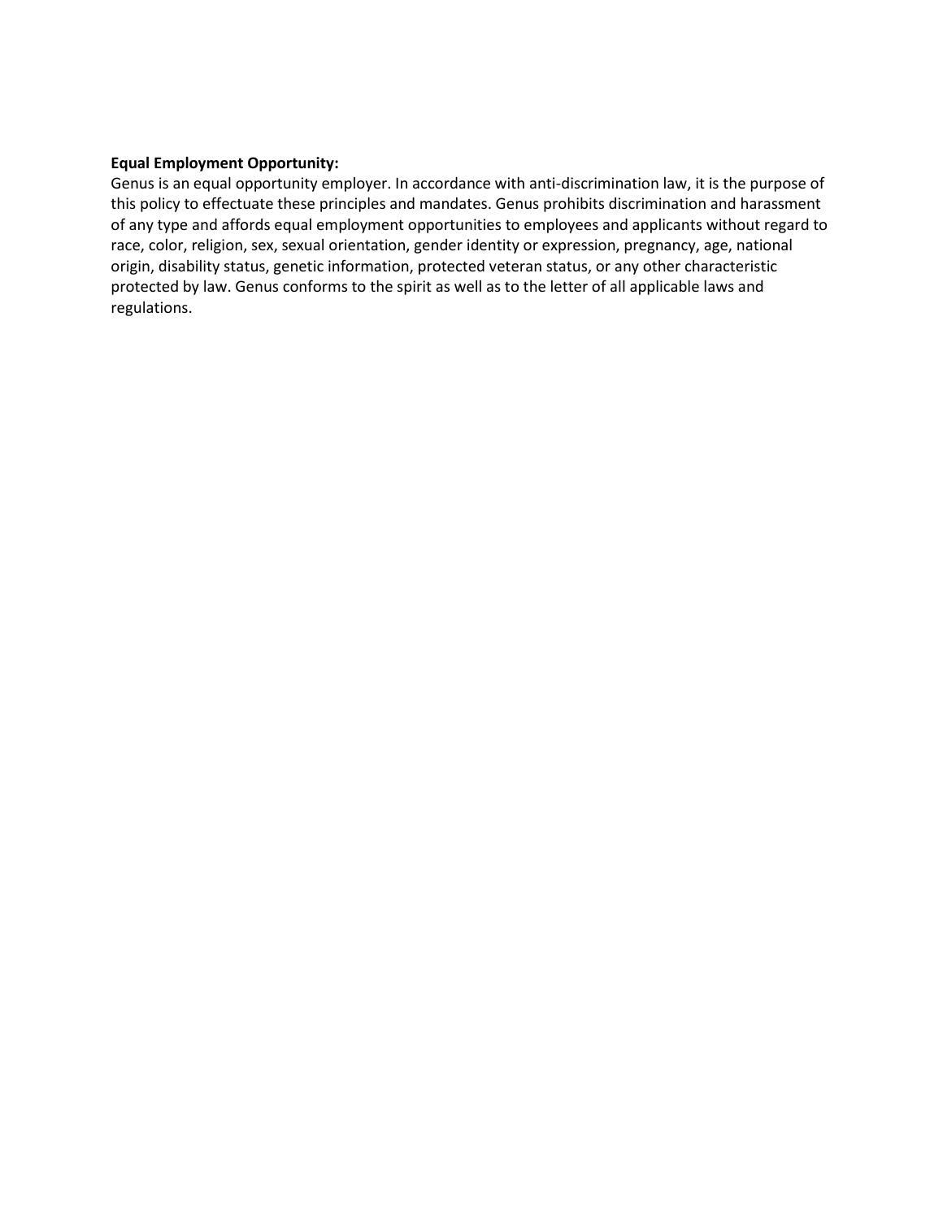**Equal Employment Opportunity:**

Genus is an equal opportunity employer. In accordance with anti-discrimination law, it is the purpose of this policy to effectuate these principles and mandates. Genus prohibits discrimination and harassment of any type and affords equal employment opportunities to employees and applicants without regard to race, color, religion, sex, sexual orientation, gender identity or expression, pregnancy, age, national origin, disability status, genetic information, protected veteran status, or any other characteristic protected by law. Genus conforms to the spirit as well as to the letter of all applicable laws and regulations.